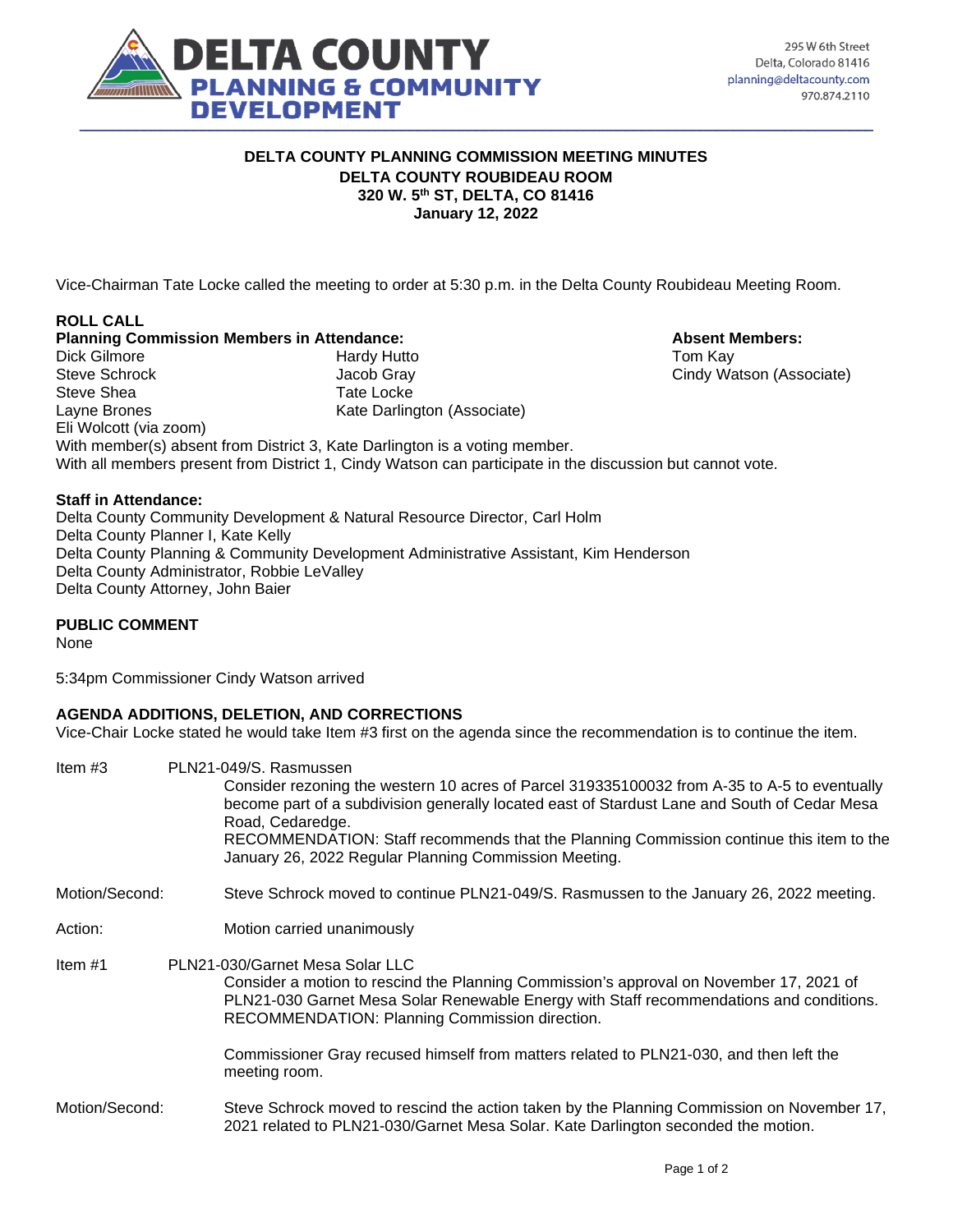**DELTA COUNTY PLANNING & COMMUNITY DEVELOPMENT**

295 W 6th Street
Delta, Colorado 81416
planning@deltacounty.com
970.874.2110

# DELTA COUNTY PLANNING COMMISSION MEETING MINUTES
## DELTA COUNTY ROUBIDEAU ROOM
## 320 W. 5th ST, DELTA, CO 81416
## January 12, 2022

Vice-Chairman Tate Locke called the meeting to order at 5:30 p.m. in the Delta County Roubideau Meeting Room.

**ROLL CALL**

**Planning Commission Members in Attendance:**

Dick Gilmore
Steve Schrock
Steve Shea
Layne Brones
Eli Wolcott (via zoom)
Hardy Hutto
Jacob Gray
Tate Locke
Kate Darlington (Associate)

**Absent Members:**

Tom Kay
Cindy Watson (Associate)

With member(s) absent from District 3, Kate Darlington is a voting member.
With all members present from District 1, Cindy Watson can participate in the discussion but cannot vote.

**Staff in Attendance:**

Delta County Community Development & Natural Resource Director, Carl Holm
Delta County Planner I, Kate Kelly
Delta County Planning & Community Development Administrative Assistant, Kim Henderson
Delta County Administrator, Robbie LeValley
Delta County Attorney, John Baier

**PUBLIC COMMENT**

None

5:34pm Commissioner Cindy Watson arrived

**AGENDA ADDITIONS, DELETION, AND CORRECTIONS**

Vice-Chair Locke stated he would take Item #3 first on the agenda since the recommendation is to continue the item.

Item #3 PLN21-049/S. Rasmussen

Consider rezoning the western 10 acres of Parcel 319335100032 from A-35 to A-5 to eventually become part of a subdivision generally located east of Stardust Lane and South of Cedar Mesa Road, Cedaredge.

RECOMMENDATION: Staff recommends that the Planning Commission continue this item to the January 26, 2022 Regular Planning Commission Meeting.

Motion/Second: Steve Schrock moved to continue PLN21-049/S. Rasmussen to the January 26, 2022 meeting.

Action: Motion carried unanimously

Item #1 PLN21-030/Garnet Mesa Solar LLC

Consider a motion to rescind the Planning Commission's approval on November 17, 2021 of PLN21-030 Garnet Mesa Solar Renewable Energy with Staff recommendations and conditions.

RECOMMENDATION: Planning Commission direction.

Commissioner Gray recused himself from matters related to PLN21-030, and then left the meeting room.

Motion/Second: Steve Schrock moved to rescind the action taken by the Planning Commission on November 17, 2021 related to PLN21-030/Garnet Mesa Solar. Kate Darlington seconded the motion.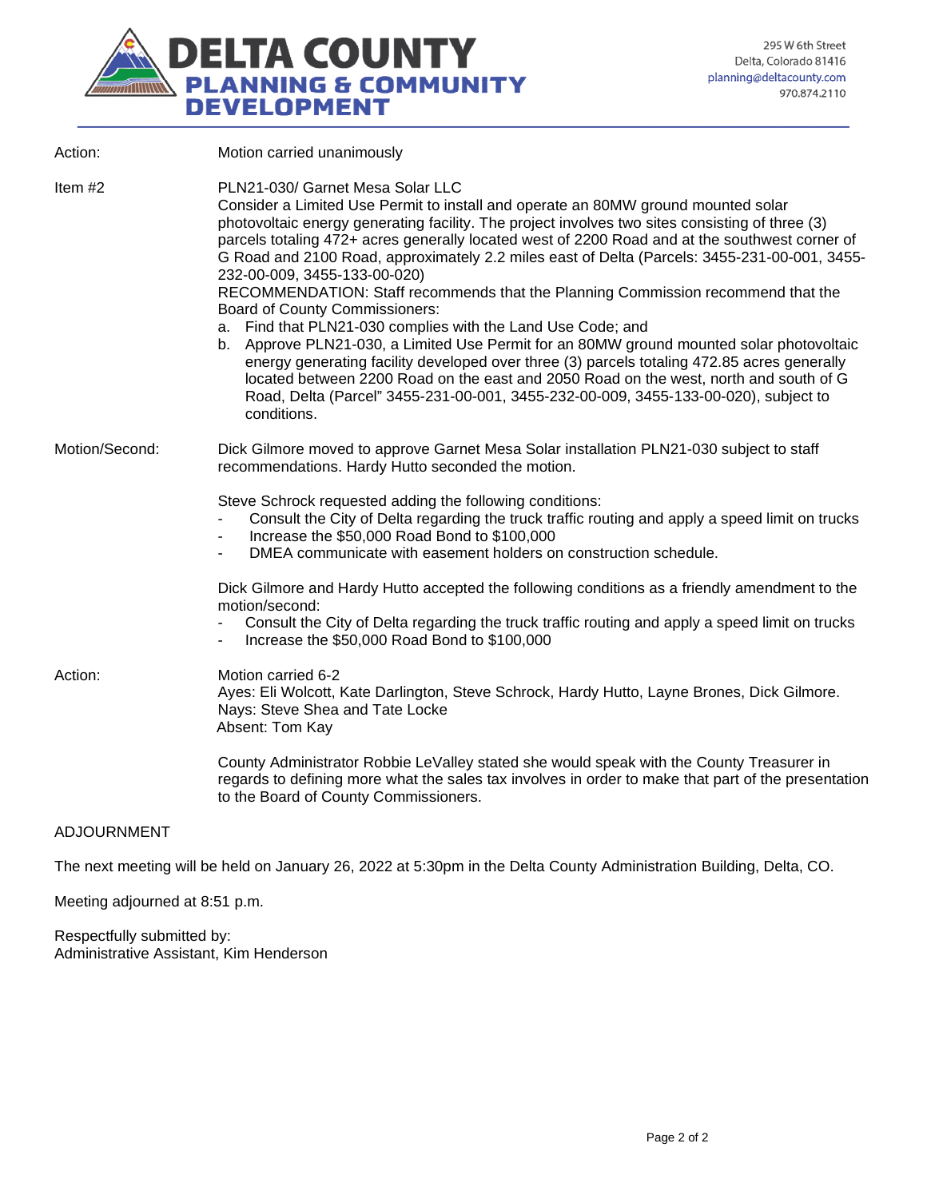Action: Motion carried unanimously

Item #2

PLN21-030/ Garnet Mesa Solar LLC
Consider a Limited Use Permit to install and operate an 80MW ground mounted solar photovoltaic energy generating facility. The project involves two sites consisting of three (3) parcels totaling 472+ acres generally located west of 2200 Road and at the southwest corner of G Road and 2100 Road, approximately 2.2 miles east of Delta (Parcels: 3455-231-00-001, 3455-232-00-009, 3455-133-00-020)
RECOMMENDATION: Staff recommends that the Planning Commission recommend that the Board of County Commissioners:

a. Find that PLN21-030 complies with the Land Use Code; and
b. Approve PLN21-030, a Limited Use Permit for an 80MW ground mounted solar photovoltaic energy generating facility developed over three (3) parcels totaling 472.85 acres generally located between 2200 Road on the east and 2050 Road on the west, north and south of G Road, Delta (Parcel" 3455-231-00-001, 3455-232-00-009, 3455-133-00-020), subject to conditions.

Motion/Second: Dick Gilmore moved to approve Garnet Mesa Solar installation PLN21-030 subject to staff recommendations. Hardy Hutto seconded the motion.

Steve Schrock requested adding the following conditions:

- Consult the City of Delta regarding the truck traffic routing and apply a speed limit on trucks
- Increase the $50,000 Road Bond to $100,000
- DMEA communicate with easement holders on construction schedule.

Dick Gilmore and Hardy Hutto accepted the following conditions as a friendly amendment to the motion/second:

- Consult the City of Delta regarding the truck traffic routing and apply a speed limit on trucks
- Increase the $50,000 Road Bond to $100,000

Action: Motion carried 6-2
Ayes: Eli Wolcott, Kate Darlington, Steve Schrock, Hardy Hutto, Layne Brones, Dick Gilmore.
Nays: Steve Shea and Tate Locke
Absent: Tom Kay

County Administrator Robbie LeValley stated she would speak with the County Treasurer in regards to defining more what the sales tax involves in order to make that part of the presentation to the Board of County Commissioners.

ADJOURNMENT

The next meeting will be held on January 26, 2022 at 5:30pm in the Delta County Administration Building, Delta, CO.

Meeting adjourned at 8:51 p.m.

Respectfully submitted by:
Administrative Assistant, Kim Henderson